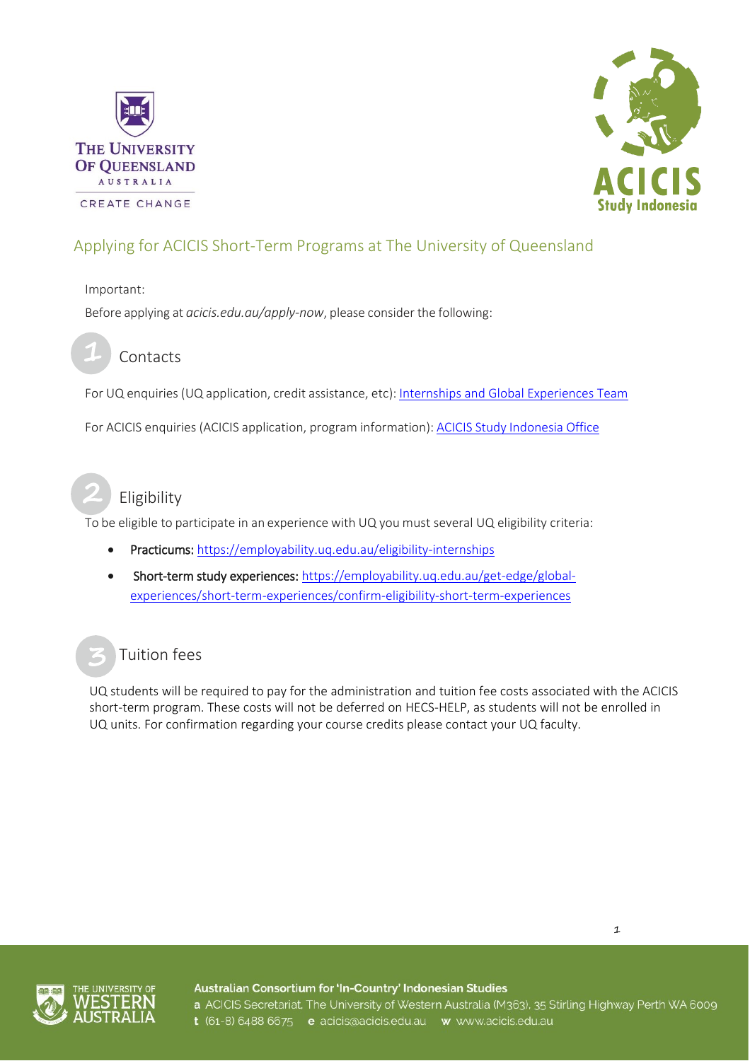# Applying for ACICIS Short-Term Programs at The University of Queensland

Important:

Before applying at *acicis.edu.au/apply-now*, please consider the following:

## 1 Contacts

For UQ enquiries (UQ application, credit assistance, etc): Internships and Global Experiences Team

For ACICIS enquiries (ACICIS application, program information): ACICIS Study Indonesia Office

## 2 Eligibility

To be eligible to participate in an experience with UQ you must several UQ eligibility criteria:

- **Practicums:** https://employability.uq.edu.au/eligibility-internships
- **Short-term study experiences:** https://employability.uq.edu.au/get-edge/global-experiences/short-term-experiences/confirm-eligibility-short-term-experiences

## 3 Tuition fees

UQ students will be required to pay for the administration and tuition fee costs associated with the ACICIS short-term program. These costs will not be deferred on HECS-HELP, as students will not be enrolled in UQ units. For confirmation regarding your course credits please contact your UQ faculty.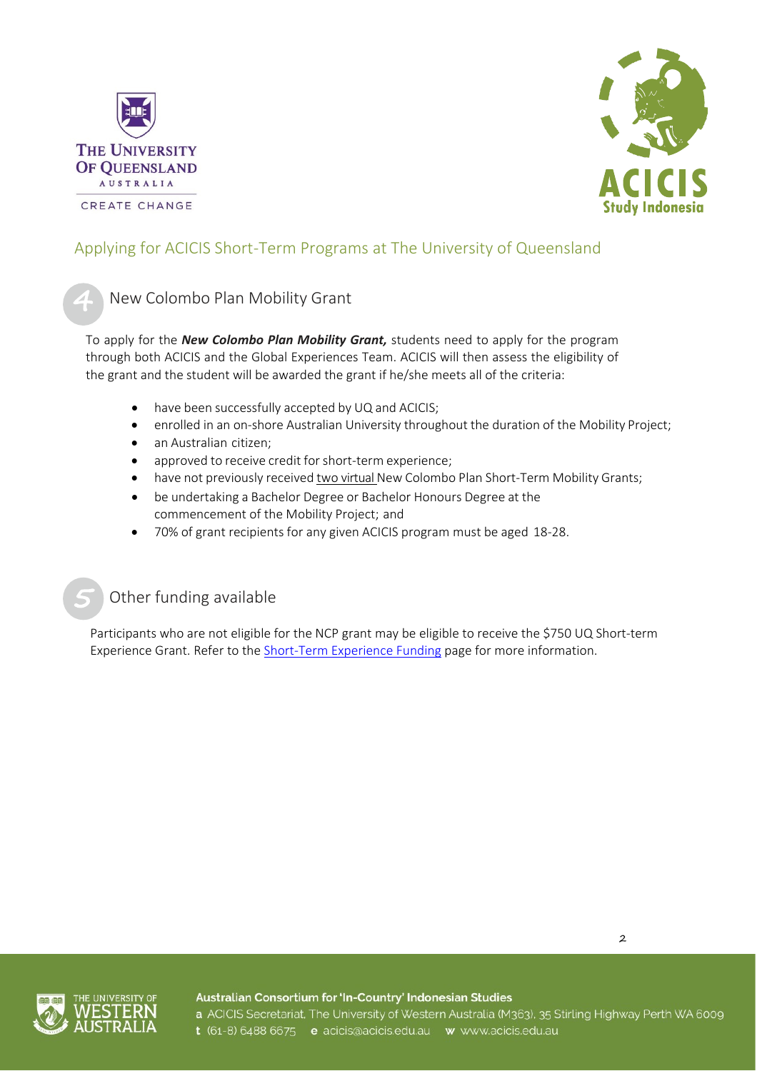## Applying for ACICIS Short-Term Programs at The University of Queensland

### 4 New Colombo Plan Mobility Grant

To apply for the ***New Colombo Plan Mobility Grant,*** students need to apply for the program through both ACICIS and the Global Experiences Team. ACICIS will then assess the eligibility of the grant and the student will be awarded the grant if he/she meets all of the criteria:

- have been successfully accepted by UQ and ACICIS;
- enrolled in an on-shore Australian University throughout the duration of the Mobility Project;
- an Australian citizen;
- approved to receive credit for short-term experience;
- have not previously received two virtual New Colombo Plan Short-Term Mobility Grants;
- be undertaking a Bachelor Degree or Bachelor Honours Degree at the commencement of the Mobility Project; and
- 70% of grant recipients for any given ACICIS program must be aged 18-28.

### 5 Other funding available

Participants who are not eligible for the NCP grant may be eligible to receive the $750 UQ Short-term Experience Grant. Refer to the Short-Term Experience Funding page for more information.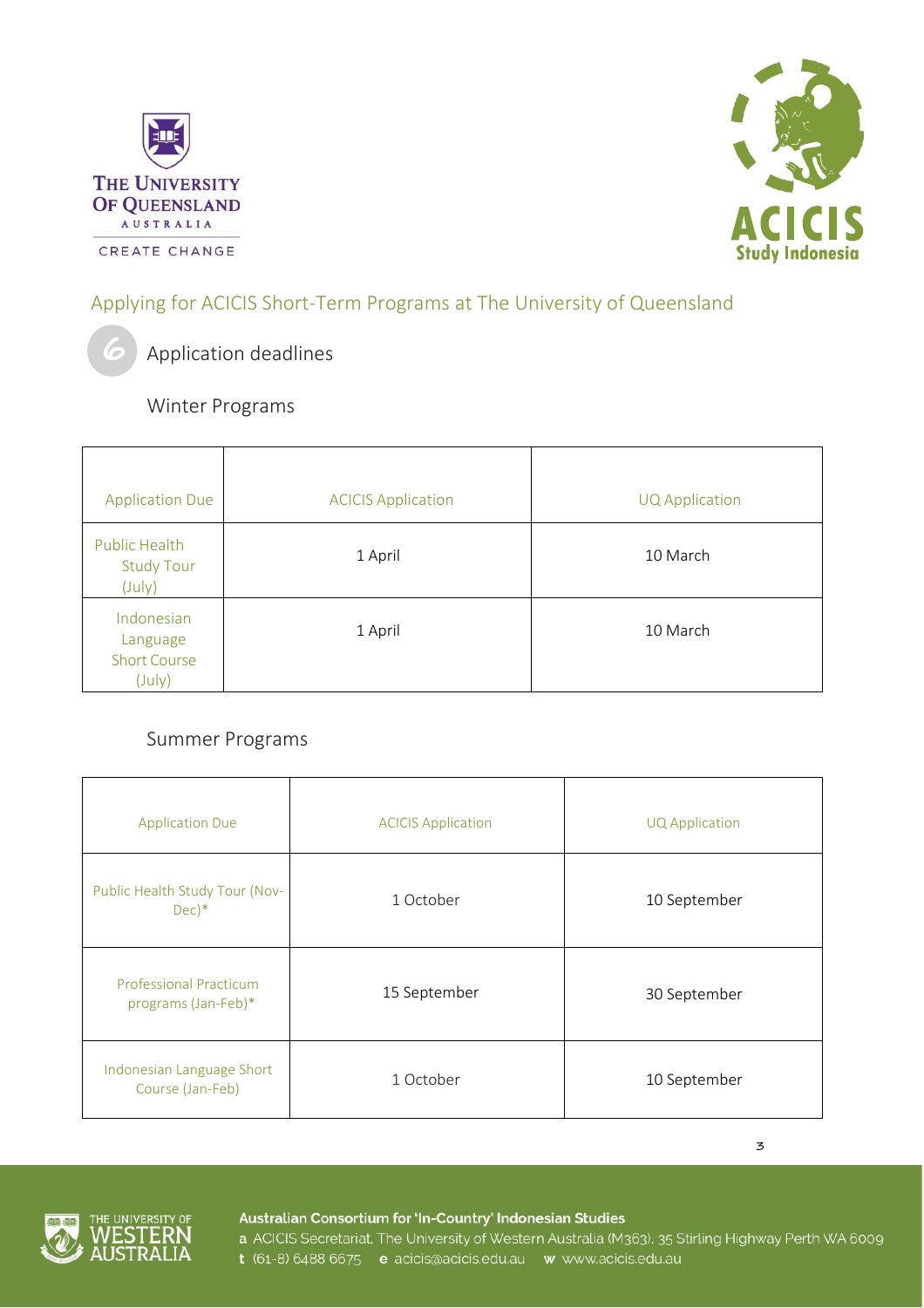## Applying for ACICIS Short-Term Programs at The University of Queensland

### 6 Application deadlines

#### Winter Programs

| Application Due | ACICIS Application | UQ Application |
|---|---|---|
| Public Health Study Tour (July) | 1 April | 10 March |
| Indonesian Language Short Course (July) | 1 April | 10 March |

#### Summer Programs

| Application Due | ACICIS Application | UQ Application |
|---|---|---|
| Public Health Study Tour (Nov-Dec)* | 1 October | 10 September |
| Professional Practicum programs (Jan-Feb)* | 15 September | 30 September |
| Indonesian Language Short Course (Jan-Feb) | 1 October | 10 September |

**Australian Consortium for 'In-Country' Indonesian Studies**
a ACICIS Secretariat, The University of Western Australia (M363), 35 Stirling Highway Perth WA 6009
t (61-8) 6488 6675 e acicis@acicis.edu.au w www.acicis.edu.au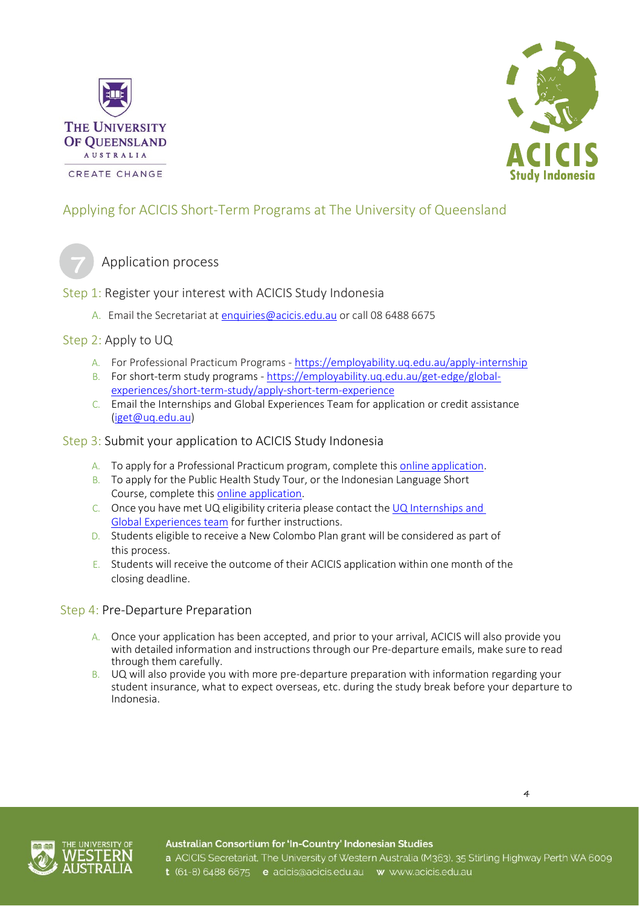## Applying for ACICIS Short-Term Programs at The University of Queensland

### 7 Application process

#### Step 1: Register your interest with ACICIS Study Indonesia

A. Email the Secretariat at enquiries@acicis.edu.au or call 08 6488 6675

#### Step 2: Apply to UQ

A. For Professional Practicum Programs - https://employability.uq.edu.au/apply-internship
B. For short-term study programs - https://employability.uq.edu.au/get-edge/global-experiences/short-term-study/apply-short-term-experience
C. Email the Internships and Global Experiences Team for application or credit assistance (iget@uq.edu.au)

#### Step 3: Submit your application to ACICIS Study Indonesia

A. To apply for a Professional Practicum program, complete this online application.
B. To apply for the Public Health Study Tour, or the Indonesian Language Short Course, complete this online application.
C. Once you have met UQ eligibility criteria please contact the UQ Internships and Global Experiences team for further instructions.
D. Students eligible to receive a New Colombo Plan grant will be considered as part of this process.
E. Students will receive the outcome of their ACICIS application within one month of the closing deadline.

#### Step 4: Pre-Departure Preparation

A. Once your application has been accepted, and prior to your arrival, ACICIS will also provide you with detailed information and instructions through our Pre-departure emails, make sure to read through them carefully.
B. UQ will also provide you with more pre-departure preparation with information regarding your student insurance, what to expect overseas, etc. during the study break before your departure to Indonesia.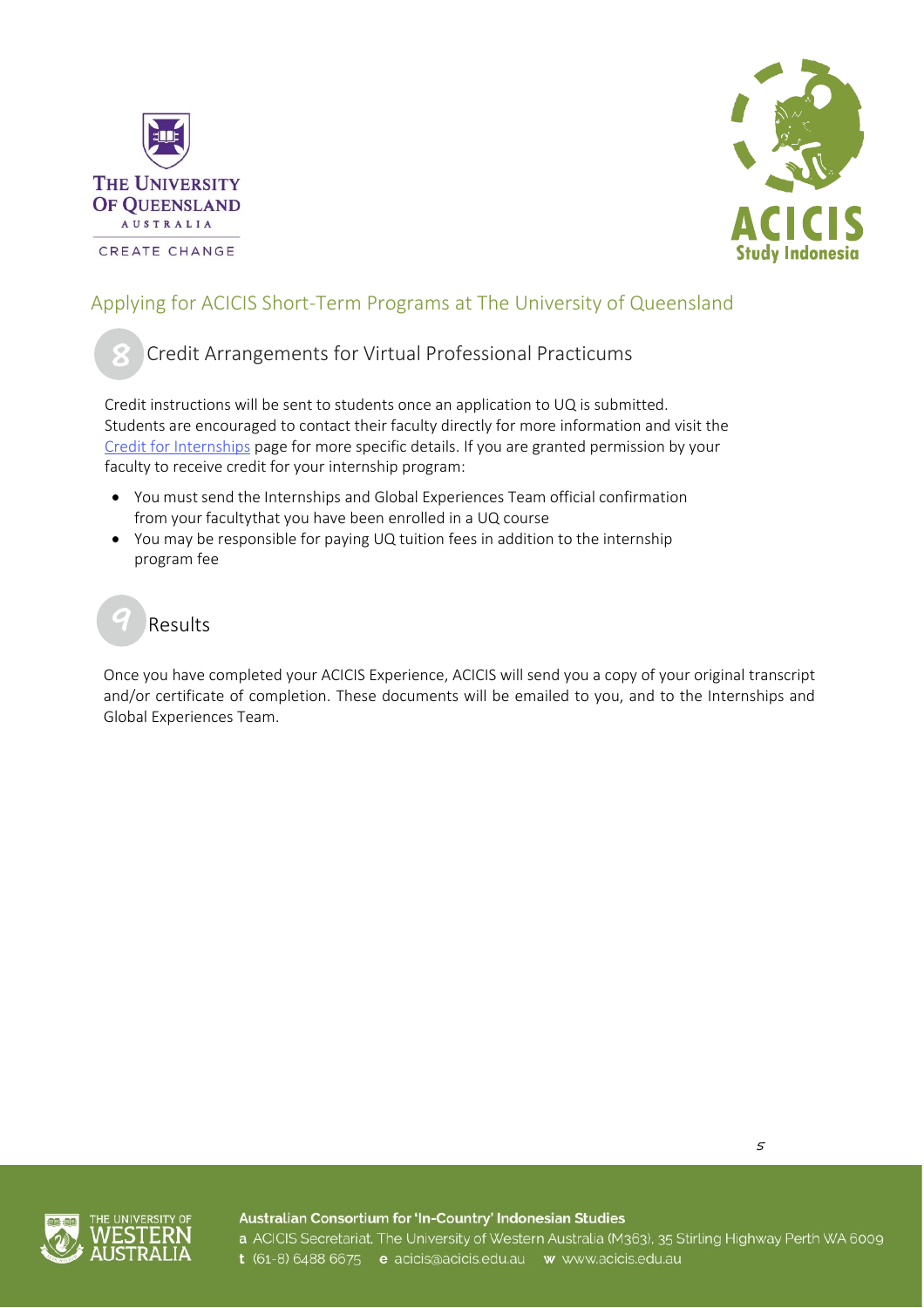## Applying for ACICIS Short-Term Programs at The University of Queensland

### 8 Credit Arrangements for Virtual Professional Practicums

Credit instructions will be sent to students once an application to UQ is submitted. Students are encouraged to contact their faculty directly for more information and visit the Credit for Internships page for more specific details. If you are granted permission by your faculty to receive credit for your internship program:

- You must send the Internships and Global Experiences Team official confirmation from your facultythat you have been enrolled in a UQ course
- You may be responsible for paying UQ tuition fees in addition to the internship program fee

### 9 Results

Once you have completed your ACICIS Experience, ACICIS will send you a copy of your original transcript and/or certificate of completion. These documents will be emailed to you, and to the Internships and Global Experiences Team.